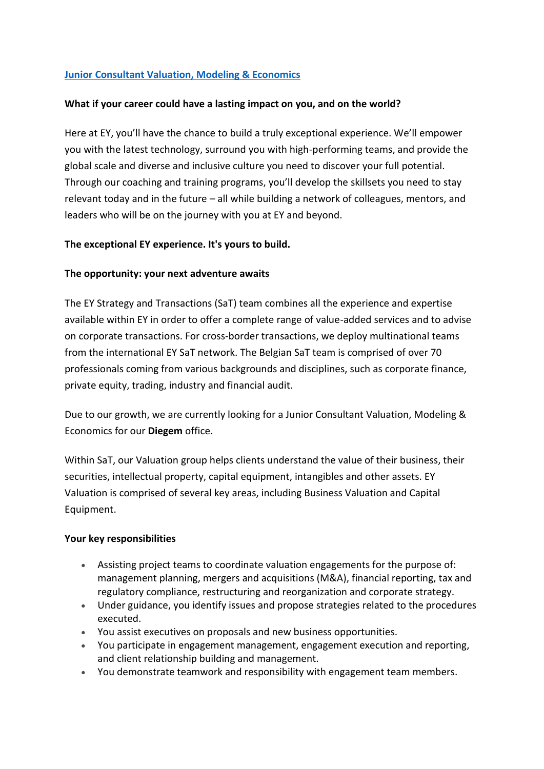# [Junior Consultant Valuation, Modeling & Economics]

**What if your career could have a lasting impact on you, and on the world?**

Here at EY, you'll have the chance to build a truly exceptional experience. We'll empower you with the latest technology, surround you with high-performing teams, and provide the global scale and diverse and inclusive culture you need to discover your full potential. Through our coaching and training programs, you'll develop the skillsets you need to stay relevant today and in the future – all while building a network of colleagues, mentors, and leaders who will be on the journey with you at EY and beyond.

**The exceptional EY experience. It's yours to build.**

**The opportunity: your next adventure awaits**

The EY Strategy and Transactions (SaT) team combines all the experience and expertise available within EY in order to offer a complete range of value-added services and to advise on corporate transactions. For cross-border transactions, we deploy multinational teams from the international EY SaT network. The Belgian SaT team is comprised of over 70 professionals coming from various backgrounds and disciplines, such as corporate finance, private equity, trading, industry and financial audit.

Due to our growth, we are currently looking for a Junior Consultant Valuation, Modeling & Economics for our **Diegem** office.

Within SaT, our Valuation group helps clients understand the value of their business, their securities, intellectual property, capital equipment, intangibles and other assets. EY Valuation is comprised of several key areas, including Business Valuation and Capital Equipment.

**Your key responsibilities**

- Assisting project teams to coordinate valuation engagements for the purpose of: management planning, mergers and acquisitions (M&A), financial reporting, tax and regulatory compliance, restructuring and reorganization and corporate strategy.
- Under guidance, you identify issues and propose strategies related to the procedures executed.
- You assist executives on proposals and new business opportunities.
- You participate in engagement management, engagement execution and reporting, and client relationship building and management.
- You demonstrate teamwork and responsibility with engagement team members.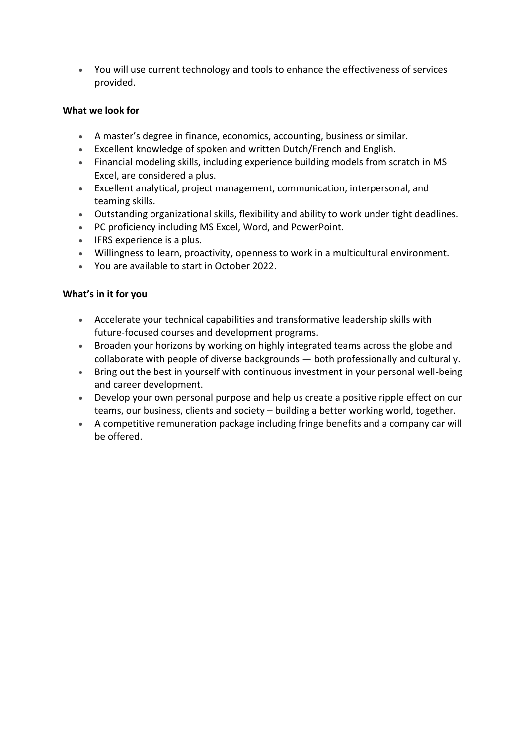- You will use current technology and tools to enhance the effectiveness of services provided.

**What we look for**

- A master's degree in finance, economics, accounting, business or similar.
- Excellent knowledge of spoken and written Dutch/French and English.
- Financial modeling skills, including experience building models from scratch in MS Excel, are considered a plus.
- Excellent analytical, project management, communication, interpersonal, and teaming skills.
- Outstanding organizational skills, flexibility and ability to work under tight deadlines.
- PC proficiency including MS Excel, Word, and PowerPoint.
- IFRS experience is a plus.
- Willingness to learn, proactivity, openness to work in a multicultural environment.
- You are available to start in October 2022.

**What's in it for you**

- Accelerate your technical capabilities and transformative leadership skills with future-focused courses and development programs.
- Broaden your horizons by working on highly integrated teams across the globe and collaborate with people of diverse backgrounds — both professionally and culturally.
- Bring out the best in yourself with continuous investment in your personal well-being and career development.
- Develop your own personal purpose and help us create a positive ripple effect on our teams, our business, clients and society – building a better working world, together.
- A competitive remuneration package including fringe benefits and a company car will be offered.